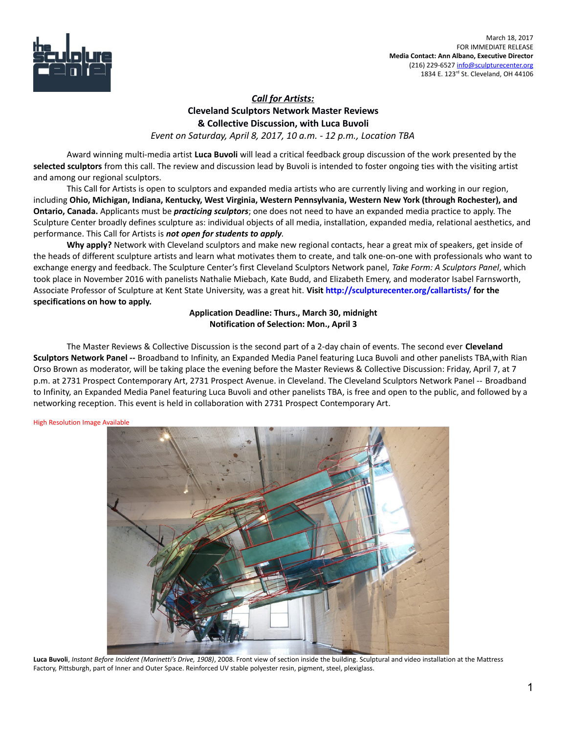March 18, 2017
FOR IMMEDIATE RELEASE
**Media Contact: Ann Albano, Executive Director**
(216) 229-6527 info@sculpturecenter.org
1834 E. 123rd St. Cleveland, OH 44106

## *Call for Artists:*
## Cleveland Sculptors Network Master Reviews & Collective Discussion, with Luca Buvoli

*Event on Saturday, April 8, 2017, 10 a.m. - 12 p.m., Location TBA*

Award winning multi-media artist **Luca Buvoli** will lead a critical feedback group discussion of the work presented by the **selected sculptors** from this call. The review and discussion lead by Buvoli is intended to foster ongoing ties with the visiting artist and among our regional sculptors.

This Call for Artists is open to sculptors and expanded media artists who are currently living and working in our region, including **Ohio, Michigan, Indiana, Kentucky, West Virginia, Western Pennsylvania, Western New York (through Rochester), and Ontario, Canada.** Applicants must be ***practicing sculptors***; one does not need to have an expanded media practice to apply. The Sculpture Center broadly defines sculpture as: individual objects of all media, installation, expanded media, relational aesthetics, and performance. This Call for Artists is ***not open for students to apply***.

**Why apply?** Network with Cleveland sculptors and make new regional contacts, hear a great mix of speakers, get inside of the heads of different sculpture artists and learn what motivates them to create, and talk one-on-one with professionals who want to exchange energy and feedback. The Sculpture Center's first Cleveland Sculptors Network panel, *Take Form: A Sculptors Panel*, which took place in November 2016 with panelists Nathalie Miebach, Kate Budd, and Elizabeth Emery, and moderator Isabel Farnsworth, Associate Professor of Sculpture at Kent State University, was a great hit. **Visit http://sculpturecenter.org/callartists/ for the specifications on how to apply.**

**Application Deadline: Thurs., March 30, midnight**
**Notification of Selection: Mon., April 3**

The Master Reviews & Collective Discussion is the second part of a 2-day chain of events. The second ever **Cleveland Sculptors Network Panel --** Broadband to Infinity, an Expanded Media Panel featuring Luca Buvoli and other panelists TBA,with Rian Orso Brown as moderator, will be taking place the evening before the Master Reviews & Collective Discussion: Friday, April 7, at 7 p.m. at 2731 Prospect Contemporary Art, 2731 Prospect Avenue. in Cleveland. The Cleveland Sculptors Network Panel -- Broadband to Infinity, an Expanded Media Panel featuring Luca Buvoli and other panelists TBA, is free and open to the public, and followed by a networking reception. This event is held in collaboration with 2731 Prospect Contemporary Art.

High Resolution Image Available

**Luca Buvoli**, *Instant Before Incident (Marinetti's Drive, 1908)*, 2008. Front view of section inside the building. Sculptural and video installation at the Mattress Factory, Pittsburgh, part of Inner and Outer Space. Reinforced UV stable polyester resin, pigment, steel, plexiglass.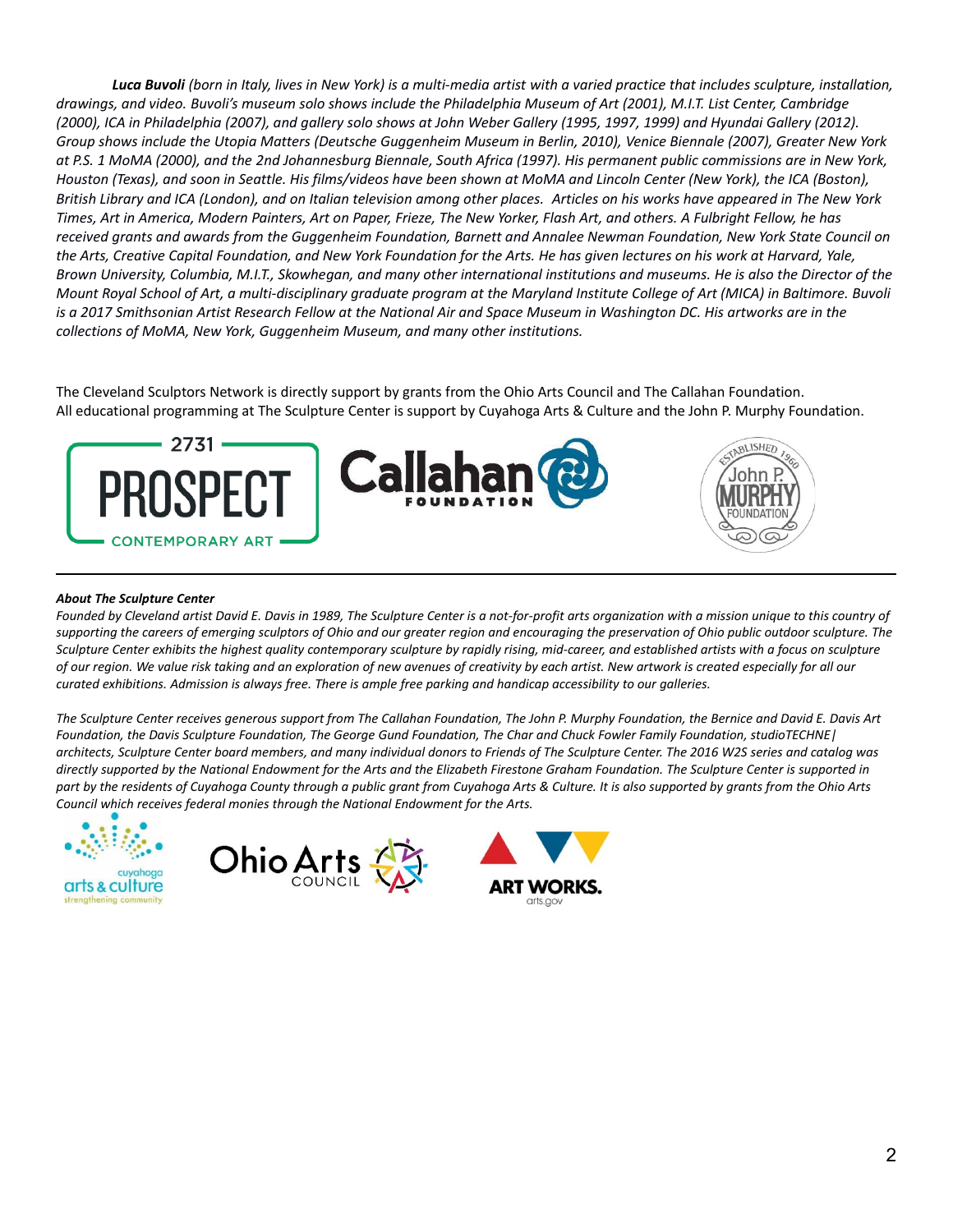***Luca Buvoli*** *(born in Italy, lives in New York) is a multi-media artist with a varied practice that includes sculpture, installation, drawings, and video. Buvoli's museum solo shows include the Philadelphia Museum of Art (2001), M.I.T. List Center, Cambridge (2000), ICA in Philadelphia (2007), and gallery solo shows at John Weber Gallery (1995, 1997, 1999) and Hyundai Gallery (2012). Group shows include the Utopia Matters (Deutsche Guggenheim Museum in Berlin, 2010), Venice Biennale (2007), Greater New York at P.S. 1 MoMA (2000), and the 2nd Johannesburg Biennale, South Africa (1997). His permanent public commissions are in New York, Houston (Texas), and soon in Seattle. His films/videos have been shown at MoMA and Lincoln Center (New York), the ICA (Boston), British Library and ICA (London), and on Italian television among other places. Articles on his works have appeared in The New York Times, Art in America, Modern Painters, Art on Paper, Frieze, The New Yorker, Flash Art, and others. A Fulbright Fellow, he has received grants and awards from the Guggenheim Foundation, Barnett and Annalee Newman Foundation, New York State Council on the Arts, Creative Capital Foundation, and New York Foundation for the Arts. He has given lectures on his work at Harvard, Yale, Brown University, Columbia, M.I.T., Skowhegan, and many other international institutions and museums. He is also the Director of the Mount Royal School of Art, a multi-disciplinary graduate program at the Maryland Institute College of Art (MICA) in Baltimore. Buvoli is a 2017 Smithsonian Artist Research Fellow at the National Air and Space Museum in Washington DC. His artworks are in the collections of MoMA, New York, Guggenheim Museum, and many other institutions.*

The Cleveland Sculptors Network is directly support by grants from the Ohio Arts Council and The Callahan Foundation.
All educational programming at The Sculpture Center is support by Cuyahoga Arts & Culture and the John P. Murphy Foundation.

2731 PROSPECT CONTEMPORARY ART

Callahan FOUNDATION

ESTABLISHED 1960 John P. MURPHY FOUNDATION

---

***About The Sculpture Center***

*Founded by Cleveland artist David E. Davis in 1989, The Sculpture Center is a not-for-profit arts organization with a mission unique to this country of supporting the careers of emerging sculptors of Ohio and our greater region and encouraging the preservation of Ohio public outdoor sculpture. The Sculpture Center exhibits the highest quality contemporary sculpture by rapidly rising, mid-career, and established artists with a focus on sculpture of our region. We value risk taking and an exploration of new avenues of creativity by each artist. New artwork is created especially for all our curated exhibitions. Admission is always free. There is ample free parking and handicap accessibility to our galleries.*

*The Sculpture Center receives generous support from The Callahan Foundation, The John P. Murphy Foundation, the Bernice and David E. Davis Art Foundation, the Davis Sculpture Foundation, The George Gund Foundation, The Char and Chuck Fowler Family Foundation, studioTECHNE| architects, Sculpture Center board members, and many individual donors to Friends of The Sculpture Center. The 2016 W2S series and catalog was directly supported by the National Endowment for the Arts and the Elizabeth Firestone Graham Foundation. The Sculpture Center is supported in part by the residents of Cuyahoga County through a public grant from Cuyahoga Arts & Culture. It is also supported by grants from the Ohio Arts Council which receives federal monies through the National Endowment for the Arts.*

cuyahoga arts & culture strengthening community

Ohio Arts COUNCIL

ART WORKS. arts.gov